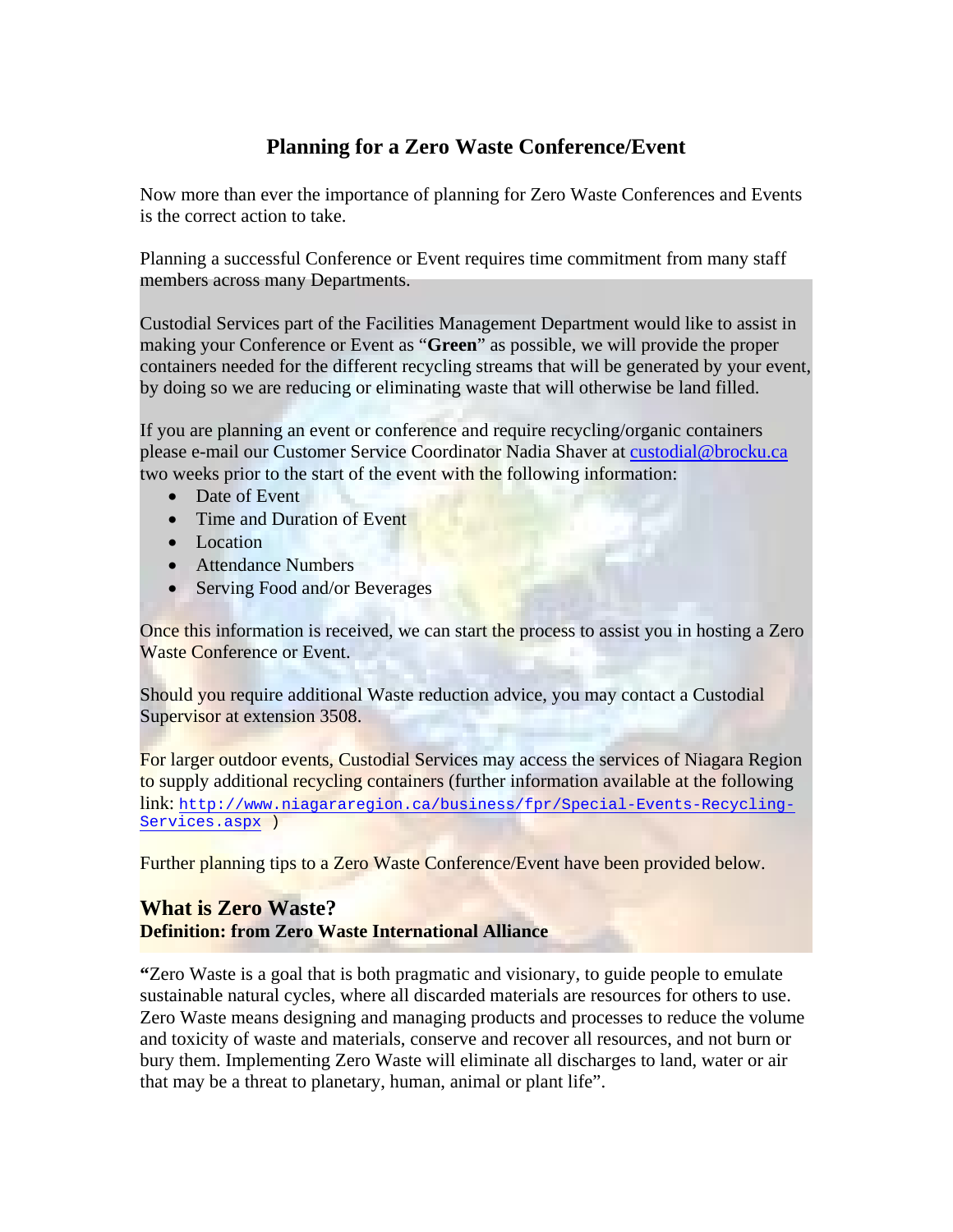# Planning for a Zero Waste Conference/Event

Now more than ever the importance of planning for Zero Waste Conferences and Events is the correct action to take.

Planning a successful Conference or Event requires time commitment from many staff members across many Departments.

Custodial Services part of the Facilities Management Department would like to assist in making your Conference or Event as "**Green**" as possible, we will provide the proper containers needed for the different recycling streams that will be generated by your event, by doing so we are reducing or eliminating waste that will otherwise be land filled.

If you are planning an event or conference and require recycling/organic containers please e-mail our Customer Service Coordinator Nadia Shaver at custodial@brocku.ca two weeks prior to the start of the event with the following information:

- Date of Event
- Time and Duration of Event
- Location
- Attendance Numbers
- Serving Food and/or Beverages

Once this information is received, we can start the process to assist you in hosting a Zero Waste Conference or Event.

Should you require additional Waste reduction advice, you may contact a Custodial Supervisor at extension 3508.

For larger outdoor events, Custodial Services may access the services of Niagara Region to supply additional recycling containers (further information available at the following link: http://www.niagararegion.ca/business/fpr/Special-Events-Recycling-Services.aspx )

Further planning tips to a Zero Waste Conference/Event have been provided below.

## What is Zero Waste?

**Definition: from Zero Waste International Alliance**

**"**Zero Waste is a goal that is both pragmatic and visionary, to guide people to emulate sustainable natural cycles, where all discarded materials are resources for others to use. Zero Waste means designing and managing products and processes to reduce the volume and toxicity of waste and materials, conserve and recover all resources, and not burn or bury them. Implementing Zero Waste will eliminate all discharges to land, water or air that may be a threat to planetary, human, animal or plant life".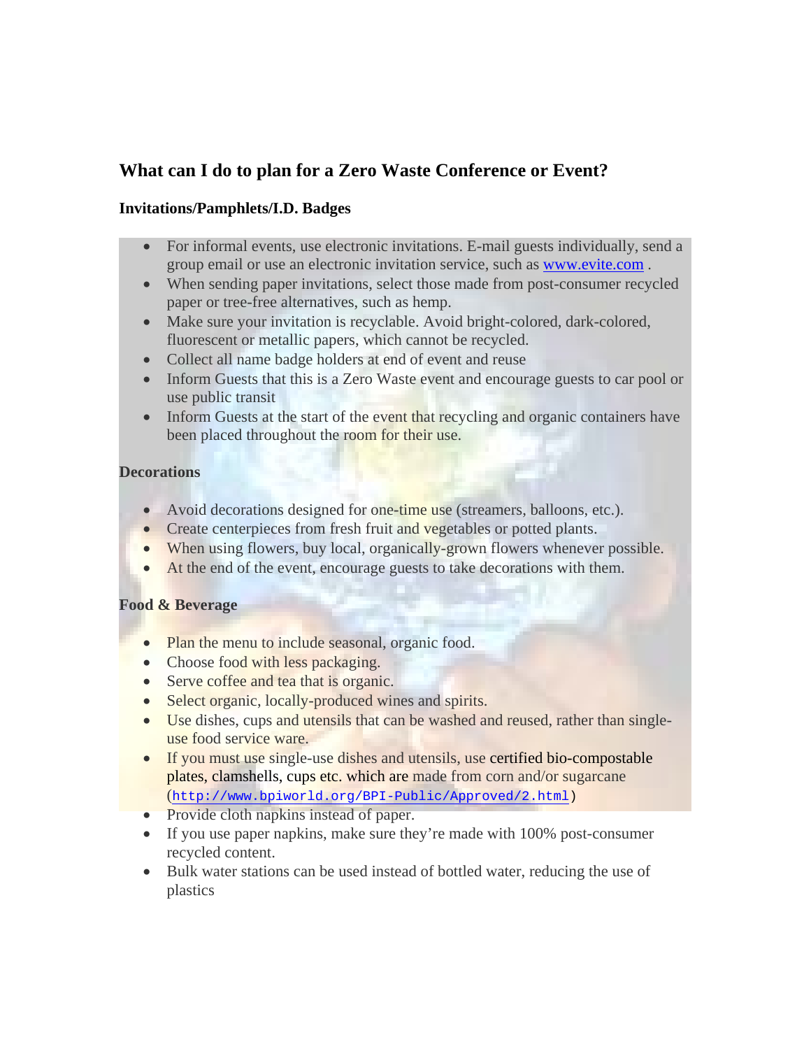## What can I do to plan for a Zero Waste Conference or Event?

### Invitations/Pamphlets/I.D. Badges

- For informal events, use electronic invitations. E-mail guests individually, send a group email or use an electronic invitation service, such as www.evite.com .
- When sending paper invitations, select those made from post-consumer recycled paper or tree-free alternatives, such as hemp.
- Make sure your invitation is recyclable. Avoid bright-colored, dark-colored, fluorescent or metallic papers, which cannot be recycled.
- Collect all name badge holders at end of event and reuse
- Inform Guests that this is a Zero Waste event and encourage guests to car pool or use public transit
- Inform Guests at the start of the event that recycling and organic containers have been placed throughout the room for their use.

### Decorations

- Avoid decorations designed for one-time use (streamers, balloons, etc.).
- Create centerpieces from fresh fruit and vegetables or potted plants.
- When using flowers, buy local, organically-grown flowers whenever possible.
- At the end of the event, encourage guests to take decorations with them.

### Food & Beverage

- Plan the menu to include seasonal, organic food.
- Choose food with less packaging.
- Serve coffee and tea that is organic.
- Select organic, locally-produced wines and spirits.
- Use dishes, cups and utensils that can be washed and reused, rather than single-use food service ware.
- If you must use single-use dishes and utensils, use certified bio-compostable plates, clamshells, cups etc. which are made from corn and/or sugarcane (http://www.bpiworld.org/BPI-Public/Approved/2.html)
- Provide cloth napkins instead of paper.
- If you use paper napkins, make sure they're made with 100% post-consumer recycled content.
- Bulk water stations can be used instead of bottled water, reducing the use of plastics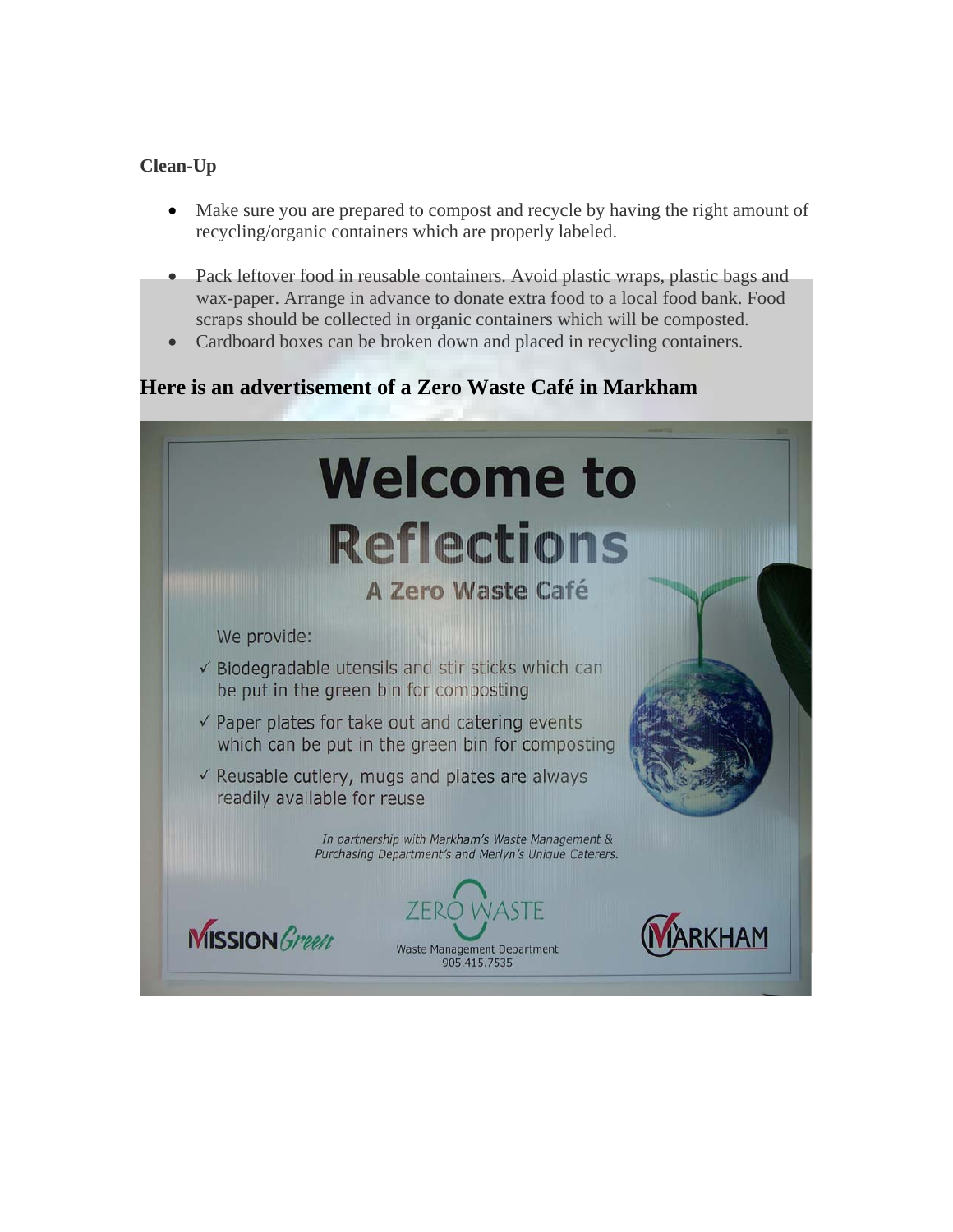**Clean-Up**

- Make sure you are prepared to compost and recycle by having the right amount of recycling/organic containers which are properly labeled.
- Pack leftover food in reusable containers. Avoid plastic wraps, plastic bags and wax-paper. Arrange in advance to donate extra food to a local food bank. Food scraps should be collected in organic containers which will be composted.
- Cardboard boxes can be broken down and placed in recycling containers.

## Here is an advertisement of a Zero Waste Café in Markham

# Welcome to Reflections

### A Zero Waste Café

We provide:

- ✓ Biodegradable utensils and stir sticks which can be put in the green bin for composting
- ✓ Paper plates for take out and catering events which can be put in the green bin for composting
- ✓ Reusable cutlery, mugs and plates are always readily available for reuse

*In partnership with Markham's Waste Management & Purchasing Department's and Merlyn's Unique Caterers.*

MISSION Green

ZERO WASTE

Waste Management Department
905.415.7535

MARKHAM